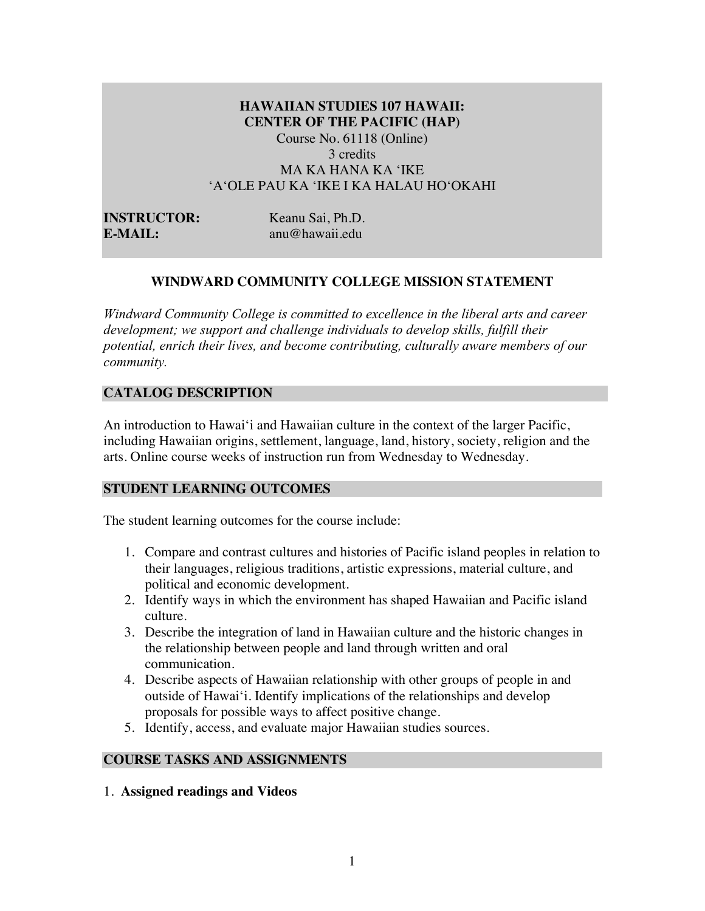# HAWAIIAN STUDIES 107 HAWAII: CENTER OF THE PACIFIC (HAP)

Course No. 61118 (Online)
3 credits
MA KA HANA KA ʻIKE
ʻAʻOLE PAU KA ʻIKE I KA HALAU HOʻOKAHI

**INSTRUCTOR:** Keanu Sai, Ph.D.
**E-MAIL:** anu@hawaii.edu

## WINDWARD COMMUNITY COLLEGE MISSION STATEMENT

*Windward Community College is committed to excellence in the liberal arts and career development; we support and challenge individuals to develop skills, fulfill their potential, enrich their lives, and become contributing, culturally aware members of our community.*

## CATALOG DESCRIPTION

An introduction to Hawaiʻi and Hawaiian culture in the context of the larger Pacific, including Hawaiian origins, settlement, language, land, history, society, religion and the arts. Online course weeks of instruction run from Wednesday to Wednesday.

## STUDENT LEARNING OUTCOMES

The student learning outcomes for the course include:

1. Compare and contrast cultures and histories of Pacific island peoples in relation to their languages, religious traditions, artistic expressions, material culture, and political and economic development.
2. Identify ways in which the environment has shaped Hawaiian and Pacific island culture.
3. Describe the integration of land in Hawaiian culture and the historic changes in the relationship between people and land through written and oral communication.
4. Describe aspects of Hawaiian relationship with other groups of people in and outside of Hawaiʻi. Identify implications of the relationships and develop proposals for possible ways to affect positive change.
5. Identify, access, and evaluate major Hawaiian studies sources.

## COURSE TASKS AND ASSIGNMENTS

1. **Assigned readings and Videos**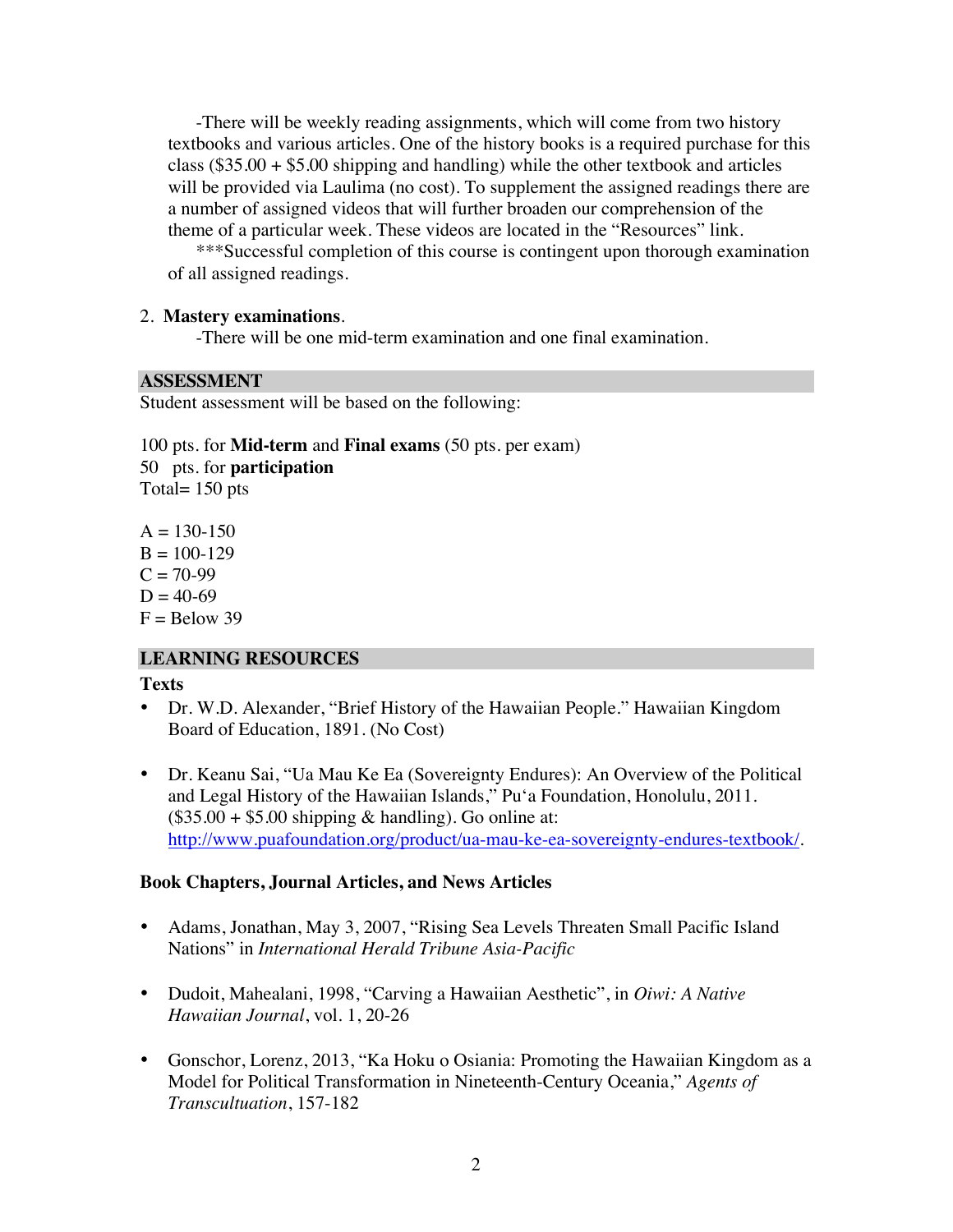-There will be weekly reading assignments, which will come from two history textbooks and various articles. One of the history books is a required purchase for this class ($35.00 + $5.00 shipping and handling) while the other textbook and articles will be provided via Laulima (no cost). To supplement the assigned readings there are a number of assigned videos that will further broaden our comprehension of the theme of a particular week. These videos are located in the "Resources" link.

***Successful completion of this course is contingent upon thorough examination of all assigned readings.

2. **Mastery examinations**.

-There will be one mid-term examination and one final examination.

## ASSESSMENT

Student assessment will be based on the following:

100 pts. for **Mid-term** and **Final exams** (50 pts. per exam)
50 pts. for **participation**
Total= 150 pts

A = 130-150
B = 100-129
C = 70-99
D = 40-69
F = Below 39

## LEARNING RESOURCES

**Texts**

- Dr. W.D. Alexander, "Brief History of the Hawaiian People." Hawaiian Kingdom Board of Education, 1891. (No Cost)
- Dr. Keanu Sai, "Ua Mau Ke Ea (Sovereignty Endures): An Overview of the Political and Legal History of the Hawaiian Islands," Pu'a Foundation, Honolulu, 2011. ($35.00 + $5.00 shipping & handling). Go online at: http://www.puafoundation.org/product/ua-mau-ke-ea-sovereignty-endures-textbook/.

**Book Chapters, Journal Articles, and News Articles**

- Adams, Jonathan, May 3, 2007, "Rising Sea Levels Threaten Small Pacific Island Nations" in *International Herald Tribune Asia-Pacific*
- Dudoit, Mahealani, 1998, "Carving a Hawaiian Aesthetic", in *Oiwi: A Native Hawaiian Journal*, vol. 1, 20-26
- Gonschor, Lorenz, 2013, "Ka Hoku o Osiania: Promoting the Hawaiian Kingdom as a Model for Political Transformation in Nineteenth-Century Oceania," *Agents of Transculturation*, 157-182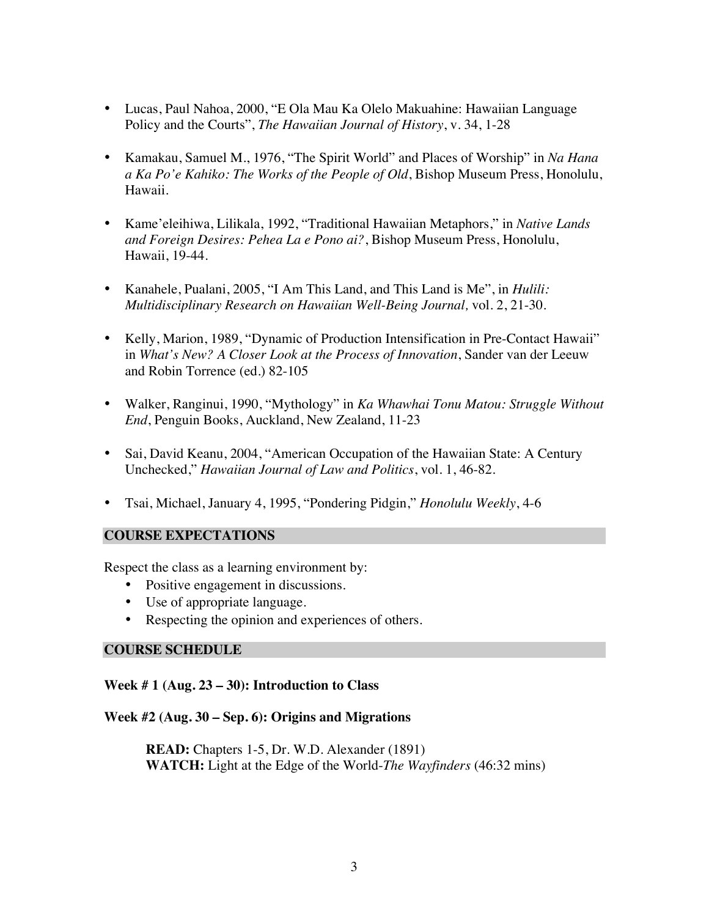- Lucas, Paul Nahoa, 2000, "E Ola Mau Ka Olelo Makuahine: Hawaiian Language Policy and the Courts", *The Hawaiian Journal of History*, v. 34, 1-28

- Kamakau, Samuel M., 1976, "The Spirit World" and Places of Worship" in *Na Hana a Ka Po'e Kahiko: The Works of the People of Old*, Bishop Museum Press, Honolulu, Hawaii.

- Kame'eleihiwa, Lilikala, 1992, "Traditional Hawaiian Metaphors," in *Native Lands and Foreign Desires: Pehea La e Pono ai?*, Bishop Museum Press, Honolulu, Hawaii, 19-44.

- Kanahele, Pualani, 2005, "I Am This Land, and This Land is Me", in *Hulili: Multidisciplinary Research on Hawaiian Well-Being Journal,* vol. 2, 21-30.

- Kelly, Marion, 1989, "Dynamic of Production Intensification in Pre-Contact Hawaii" in *What's New? A Closer Look at the Process of Innovation*, Sander van der Leeuw and Robin Torrence (ed.) 82-105

- Walker, Ranginui, 1990, "Mythology" in *Ka Whawhai Tonu Matou: Struggle Without End*, Penguin Books, Auckland, New Zealand, 11-23

- Sai, David Keanu, 2004, "American Occupation of the Hawaiian State: A Century Unchecked," *Hawaiian Journal of Law and Politics*, vol. 1, 46-82.

- Tsai, Michael, January 4, 1995, "Pondering Pidgin," *Honolulu Weekly*, 4-6

## COURSE EXPECTATIONS

Respect the class as a learning environment by:

- Positive engagement in discussions.
- Use of appropriate language.
- Respecting the opinion and experiences of others.

## COURSE SCHEDULE

**Week # 1 (Aug. 23 – 30): Introduction to Class**

**Week #2 (Aug. 30 – Sep. 6): Origins and Migrations**

**READ:** Chapters 1-5, Dr. W.D. Alexander (1891)
**WATCH:** Light at the Edge of the World-*The Wayfinders* (46:32 mins)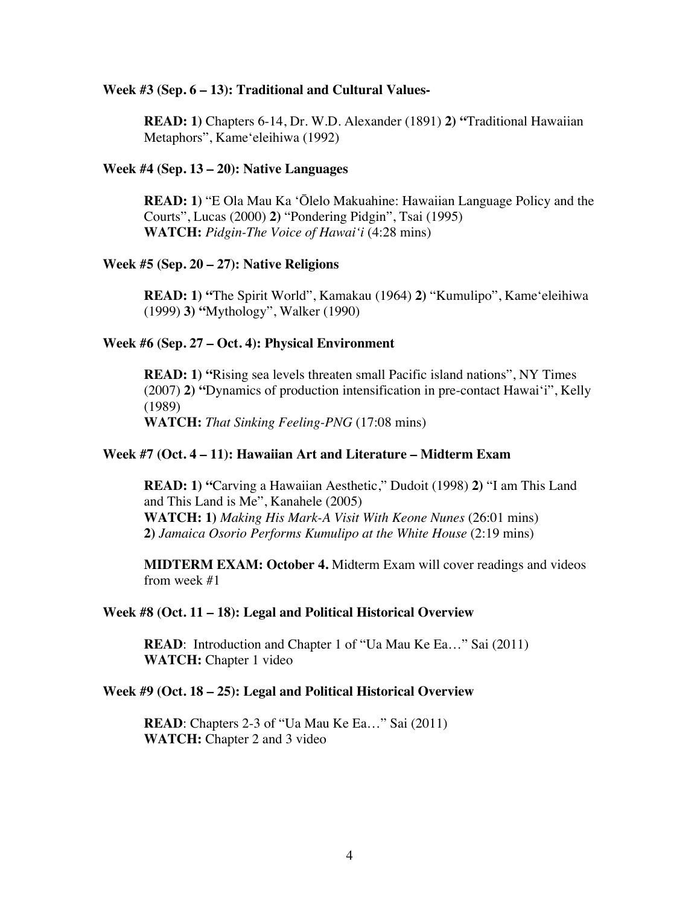**Week #3 (Sep. 6 – 13): Traditional and Cultural Values-**

**READ: 1)** Chapters 6-14, Dr. W.D. Alexander (1891) **2) "**Traditional Hawaiian Metaphors", Kame'eleihiwa (1992)

**Week #4 (Sep. 13 – 20): Native Languages**

**READ: 1)** "E Ola Mau Ka 'Ōlelo Makuahine: Hawaiian Language Policy and the Courts", Lucas (2000) **2)** "Pondering Pidgin", Tsai (1995)
**WATCH:** *Pidgin-The Voice of Hawai'i* (4:28 mins)

**Week #5 (Sep. 20 – 27): Native Religions**

**READ: 1) "**The Spirit World", Kamakau (1964) **2)** "Kumulipo", Kame'eleihiwa (1999) **3) "**Mythology", Walker (1990)

**Week #6 (Sep. 27 – Oct. 4): Physical Environment**

**READ: 1) "**Rising sea levels threaten small Pacific island nations", NY Times (2007) **2) "**Dynamics of production intensification in pre-contact Hawai'i", Kelly (1989)
**WATCH:** *That Sinking Feeling-PNG* (17:08 mins)

**Week #7 (Oct. 4 – 11): Hawaiian Art and Literature – Midterm Exam**

**READ: 1) "**Carving a Hawaiian Aesthetic," Dudoit (1998) **2)** "I am This Land and This Land is Me", Kanahele (2005)
**WATCH: 1)** *Making His Mark-A Visit With Keone Nunes* (26:01 mins)
**2)** *Jamaica Osorio Performs Kumulipo at the White House* (2:19 mins)

**MIDTERM EXAM: October 4.** Midterm Exam will cover readings and videos from week #1

**Week #8 (Oct. 11 – 18): Legal and Political Historical Overview**

**READ**: Introduction and Chapter 1 of "Ua Mau Ke Ea…" Sai (2011)
**WATCH:** Chapter 1 video

**Week #9 (Oct. 18 – 25): Legal and Political Historical Overview**

**READ**: Chapters 2-3 of "Ua Mau Ke Ea…" Sai (2011)
**WATCH:** Chapter 2 and 3 video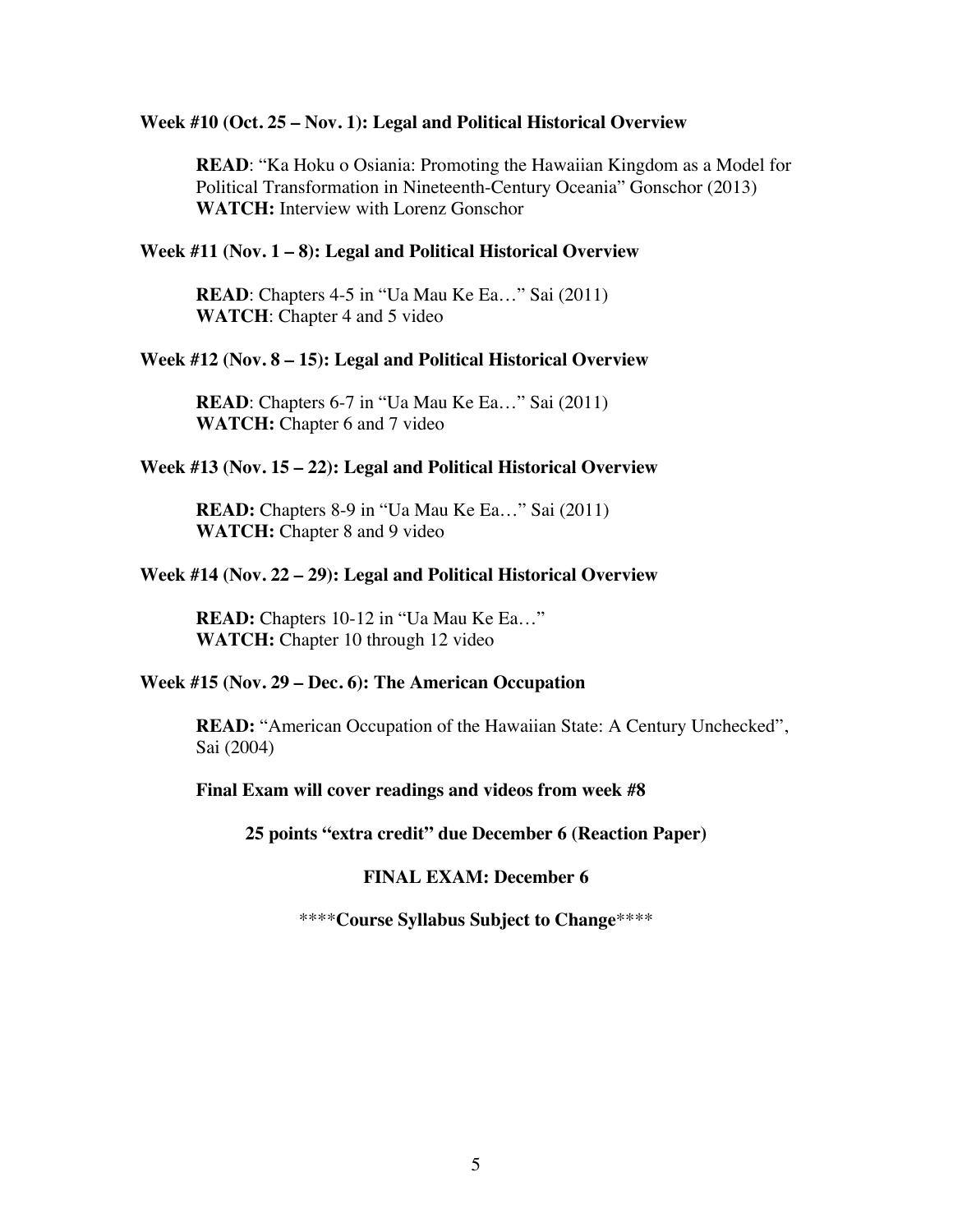**Week #10 (Oct. 25 – Nov. 1): Legal and Political Historical Overview**

**READ**: "Ka Hoku o Osiania: Promoting the Hawaiian Kingdom as a Model for Political Transformation in Nineteenth-Century Oceania" Gonschor (2013)
**WATCH:** Interview with Lorenz Gonschor

**Week #11 (Nov. 1 – 8): Legal and Political Historical Overview**

**READ**: Chapters 4-5 in "Ua Mau Ke Ea…" Sai (2011)
**WATCH**: Chapter 4 and 5 video

**Week #12 (Nov. 8 – 15): Legal and Political Historical Overview**

**READ**: Chapters 6-7 in "Ua Mau Ke Ea…" Sai (2011)
**WATCH:** Chapter 6 and 7 video

**Week #13 (Nov. 15 – 22): Legal and Political Historical Overview**

**READ:** Chapters 8-9 in "Ua Mau Ke Ea…" Sai (2011)
**WATCH:** Chapter 8 and 9 video

**Week #14 (Nov. 22 – 29): Legal and Political Historical Overview**

**READ:** Chapters 10-12 in "Ua Mau Ke Ea…"
**WATCH:** Chapter 10 through 12 video

**Week #15 (Nov. 29 – Dec. 6): The American Occupation**

**READ:** "American Occupation of the Hawaiian State: A Century Unchecked", Sai (2004)

**Final Exam will cover readings and videos from week #8**

**25 points "extra credit" due December 6 (Reaction Paper)**

**FINAL EXAM: December 6**

\*\*\*\***Course Syllabus Subject to Change**\*\*\*\*